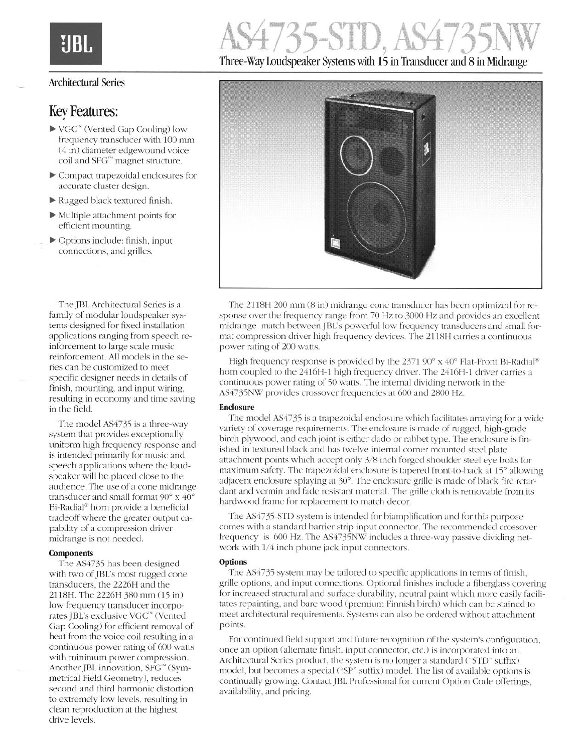JBL

# AS4735-STD, AS4735NW

## Three-Way Loudspeaker Systems with 15 in Transducer and 8 in Midrange

Architectural Series

## Key Features:

- VGC™ (Vented Gap Cooling) low frequency transducer with 100 mm (4 in) diameter edgewound voice coil and SFG™ magnet structure.
- Compact trapezoidal enclosures for accurate cluster design.
- Rugged black textured finish.
- Multiple attachment points for efficient mounting.
- Options include: finish, input connections, and grilles.

The JBL Architectural Series is a family of modular loudspeaker systems designed for fixed installation applications ranging from speech reinforcement to large scale music reinforcement. All models in the series can be customized to meet specific designer needs in details of finish, mounting, and input wiring, resulting in economy and time saving in the field.

The model AS4735 is a three-way system that provides exceptionally uniform high frequency response and is intended primarily for music and speech applications where the loudspeaker will be placed close to the audience. The use of a cone midrange transducer and small format 90° x 40° Bi-Radial® horn provide a beneficial tradeoff where the greater output capability of a compression driver midrange is not needed.

**Components**

The AS4735 has been designed with two of JBL's most rugged cone transducers, the 2226H and the 2118H. The 2226H 380 mm (15 in) low frequency transducer incorporates JBL's exclusive VGC™ (Vented Gap Cooling) for efficient removal of heat from the voice coil resulting in a continuous power rating of 600 watts with minimum power compression. Another JBL innovation, SFG™ (Symmetrical Field Geometry), reduces second and third harmonic distortion to extremely low levels, resulting in clean reproduction at the highest drive levels.

The 2118H 200 mm (8 in) midrange cone transducer has been optimized for response over the frequency range from 70 Hz to 3000 Hz and provides an excellent midrange match between JBL's powerful low frequency transducers and small format compression driver high frequency devices. The 2118H carries a continuous power rating of 200 watts.

High frequency response is provided by the 2371 90° x 40° Flat-Front Bi-Radial® horn coupled to the 2416H-1 high frequency driver. The 2416H-1 driver carries a continuous power rating of 50 watts. The internal dividing network in the AS4735NW provides crossover frequencies at 600 and 2800 Hz.

**Enclosure**

The model AS4735 is a trapezoidal enclosure which facilitates arraying for a wide variety of coverage requirements. The enclosure is made of rugged, high-grade birch plywood, and each joint is either dado or rabbet type. The enclosure is finished in textured black and has twelve internal corner mounted steel plate attachment points which accept only 3/8 inch forged shoulder steel eye bolts for maximum safety. The trapezoidal enclosure is tapered front-to-back at 15° allowing adjacent enclosure splaying at 30°. The enclosure grille is made of black fire retardant and vermin and fade resistant material. The grille cloth is removable from its hardwood frame for replacement to match decor.

The AS4735-STD system is intended for biamplification and for this purpose comes with a standard barrier strip input connector. The recommended crossover frequency is 600 Hz. The AS4735NW includes a three-way passive dividing network with 1/4 inch phone jack input connectors.

**Options**

The AS4735 system may be tailored to specific applications in terms of finish, grille options, and input connections. Optional finishes include a fiberglass covering for increased structural and surface durability, neutral paint which more easily facilitates repainting, and bare wood (premium Finnish birch) which can be stained to meet architectural requirements. Systems can also be ordered without attachment points.

For continued field support and future recognition of the system's configuration, once an option (alternate finish, input connector, etc.) is incorporated into an Architectural Series product, the system is no longer a standard ("STD" suffix) model, but becomes a special ("SP" suffix) model. The list of available options is continually growing. Contact JBL Professional for current Option Code offerings, availability, and pricing.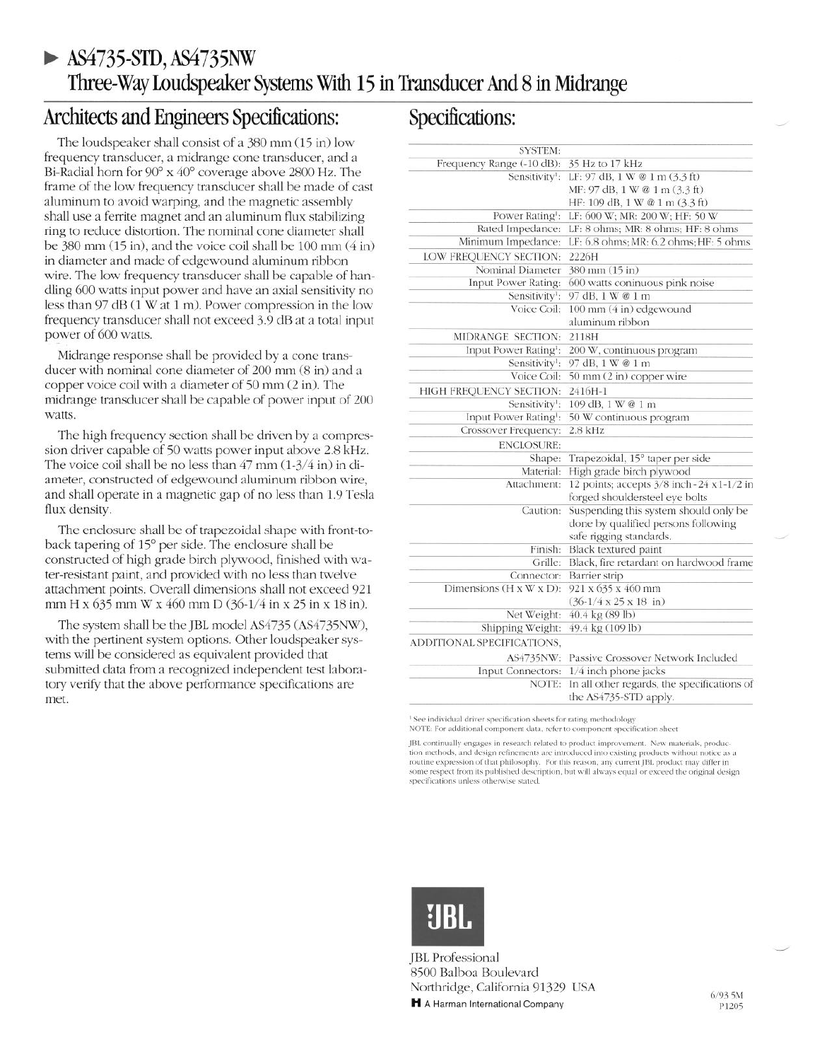# AS4735-STD, AS4735NW

## Three-Way Loudspeaker Systems With 15 in Transducer And 8 in Midrange

## Architects and Engineers Specifications:

The loudspeaker shall consist of a 380 mm (15 in) low frequency transducer, a midrange cone transducer, and a Bi-Radial horn for 90° x 40° coverage above 2800 Hz. The frame of the low frequency transducer shall be made of cast aluminum to avoid warping, and the magnetic assembly shall use a ferrite magnet and an aluminum flux stabilizing ring to reduce distortion. The nominal cone diameter shall be 380 mm (15 in), and the voice coil shall be 100 mm (4 in) in diameter and made of edgewound aluminum ribbon wire. The low frequency transducer shall be capable of handling 600 watts input power and have an axial sensitivity no less than 97 dB (1 W at 1 m). Power compression in the low frequency transducer shall not exceed 3.9 dB at a total input power of 600 watts.

Midrange response shall be provided by a cone transducer with nominal cone diameter of 200 mm (8 in) and a copper voice coil with a diameter of 50 mm (2 in). The midrange transducer shall be capable of power input of 200 watts.

The high frequency section shall be driven by a compression driver capable of 50 watts power input above 2.8 kHz. The voice coil shall be no less than 47 mm (1-3/4 in) in diameter, constructed of edgewound aluminum ribbon wire, and shall operate in a magnetic gap of no less than 1.9 Tesla flux density.

The enclosure shall be of trapezoidal shape with front-to-back tapering of 15° per side. The enclosure shall be constructed of high grade birch plywood, finished with water-resistant paint, and provided with no less than twelve attachment points. Overall dimensions shall not exceed 921 mm H x 635 mm W x 460 mm D (36-1/4 in x 25 in x 18 in).

The system shall be the JBL model AS4735 (AS4735NW), with the pertinent system options. Other loudspeaker systems will be considered as equivalent provided that submitted data from a recognized independent test laboratory verify that the above performance specifications are met.

## Specifications:

| | |
|---|---|
| SYSTEM: | |
| Frequency Range (-10 dB): | 35 Hz to 17 kHz |
| Sensitivity[1]: | LF: 97 dB, 1 W @ 1 m (3.3 ft)<br>MF: 97 dB, 1 W @ 1 m (3.3 ft)<br>HF: 109 dB, 1 W @ 1 m (3.3 ft) |
| Power Rating[1]: | LF: 600 W; MR: 200 W; HF: 50 W |
| Rated Impedance: | LF: 8 ohms; MR: 8 ohms; HF: 8 ohms |
| Minimum Impedance: | LF: 6.8 ohms; MR: 6.2 ohms; HF: 5 ohms |
| LOW FREQUENCY SECTION: | 2226H |
| Nominal Diameter | 380 mm (15 in) |
| Input Power Rating: | 600 watts coninuous pink noise |
| Sensitivity[1]: | 97 dB, 1 W @ 1 m |
| Voice Coil: | 100 mm (4 in) edgewound aluminum ribbon |
| MIDRANGE SECTION: | 2118H |
| Input Power Rating[1]: | 200 W, continuous program |
| Sensitivity[1]: | 97 dB, 1 W @ 1 m |
| Voice Coil: | 50 mm (2 in) copper wire |
| HIGH FREQUENCY SECTION: | 2416H-1 |
| Sensitivity[1]: | 109 dB, 1 W @ 1 m |
| Input Power Rating[1]: | 50 W continuous program |
| Crossover Frequency: | 2.8 kHz |
| ENCLOSURE: | |
| Shape: | Trapezoidal, 15° taper per side |
| Material: | High grade birch plywood |
| Attachment: | 12 points; accepts 3/8 inch - 24 x 1-1/2 in forged shouldersteel eye bolts |
| Caution: | Suspending this system should only be done by qualified persons following safe rigging standards. |
| Finish: | Black textured paint |
| Grille: | Black, fire retardant on hardwood frame |
| Connector: | Barrier strip |
| Dimensions (H x W x D): | 921 x 635 x 460 mm (36-1/4 x 25 x 18 in) |
| Net Weight: | 40.4 kg (89 lb) |
| Shipping Weight: | 49.4 kg (109 lb) |
| ADDITIONAL SPECIFICATIONS, | |
| AS4735NW: | Passive Crossover Network Included |
| Input Connectors: | 1/4 inch phone jacks |
| NOTE: | In all other regards, the specifications of the AS4735-STD apply. |

[1] See individual driver specification sheets for rating methodology

NOTE: For additional component data, refer to component specification sheet

JBL continually engages in research related to product improvement. New materials, production methods, and design refinements are introduced into existing products without notice as a routine expression of that philosophy. For this reason, any current JBL product may differ in some respect from its published description, but will always equal or exceed the original design specifications unless otherwise stated.

JBL

JBL Professional
8500 Balboa Boulevard
Northridge, California 91329 USA
A Harman International Company

6/93 5M
P1205